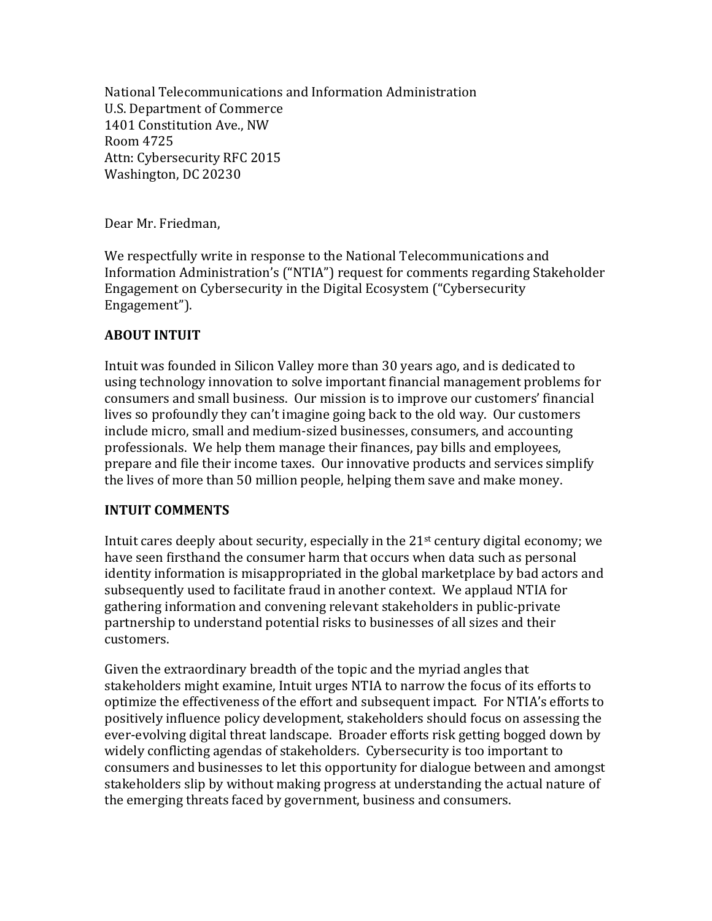National Telecommunications and Information Administration
U.S. Department of Commerce
1401 Constitution Ave., NW
Room 4725
Attn: Cybersecurity RFC 2015
Washington, DC 20230

Dear Mr. Friedman,

We respectfully write in response to the National Telecommunications and Information Administration's ("NTIA") request for comments regarding Stakeholder Engagement on Cybersecurity in the Digital Ecosystem ("Cybersecurity Engagement").

**ABOUT INTUIT**

Intuit was founded in Silicon Valley more than 30 years ago, and is dedicated to using technology innovation to solve important financial management problems for consumers and small business. Our mission is to improve our customers' financial lives so profoundly they can't imagine going back to the old way. Our customers include micro, small and medium-sized businesses, consumers, and accounting professionals. We help them manage their finances, pay bills and employees, prepare and file their income taxes. Our innovative products and services simplify the lives of more than 50 million people, helping them save and make money.

**INTUIT COMMENTS**

Intuit cares deeply about security, especially in the 21st century digital economy; we have seen firsthand the consumer harm that occurs when data such as personal identity information is misappropriated in the global marketplace by bad actors and subsequently used to facilitate fraud in another context. We applaud NTIA for gathering information and convening relevant stakeholders in public-private partnership to understand potential risks to businesses of all sizes and their customers.

Given the extraordinary breadth of the topic and the myriad angles that stakeholders might examine, Intuit urges NTIA to narrow the focus of its efforts to optimize the effectiveness of the effort and subsequent impact. For NTIA's efforts to positively influence policy development, stakeholders should focus on assessing the ever-evolving digital threat landscape. Broader efforts risk getting bogged down by widely conflicting agendas of stakeholders. Cybersecurity is too important to consumers and businesses to let this opportunity for dialogue between and amongst stakeholders slip by without making progress at understanding the actual nature of the emerging threats faced by government, business and consumers.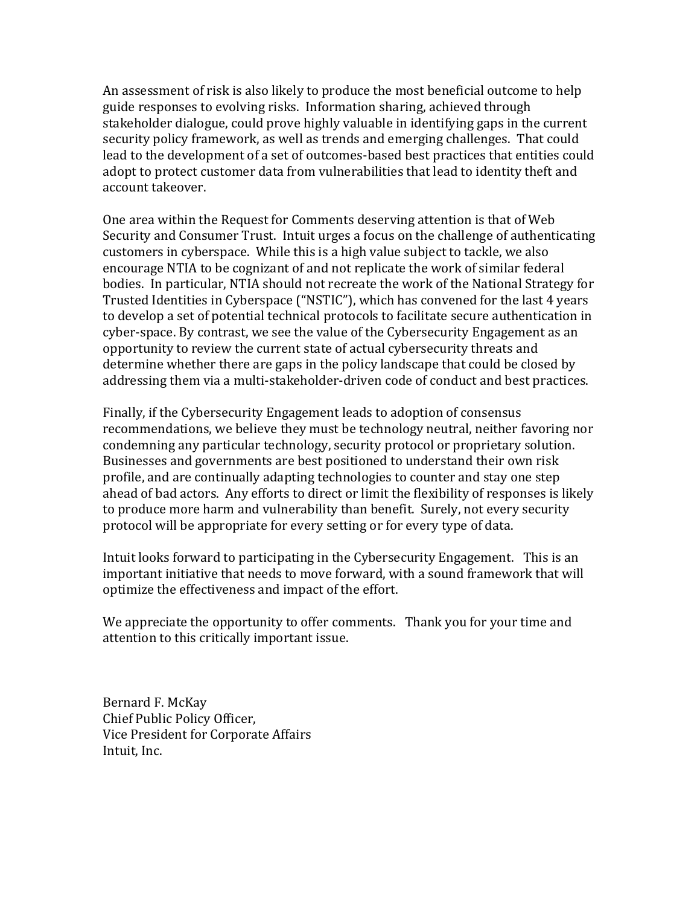An assessment of risk is also likely to produce the most beneficial outcome to help guide responses to evolving risks. Information sharing, achieved through stakeholder dialogue, could prove highly valuable in identifying gaps in the current security policy framework, as well as trends and emerging challenges. That could lead to the development of a set of outcomes-based best practices that entities could adopt to protect customer data from vulnerabilities that lead to identity theft and account takeover.

One area within the Request for Comments deserving attention is that of Web Security and Consumer Trust. Intuit urges a focus on the challenge of authenticating customers in cyberspace. While this is a high value subject to tackle, we also encourage NTIA to be cognizant of and not replicate the work of similar federal bodies. In particular, NTIA should not recreate the work of the National Strategy for Trusted Identities in Cyberspace ("NSTIC"), which has convened for the last 4 years to develop a set of potential technical protocols to facilitate secure authentication in cyber-space. By contrast, we see the value of the Cybersecurity Engagement as an opportunity to review the current state of actual cybersecurity threats and determine whether there are gaps in the policy landscape that could be closed by addressing them via a multi-stakeholder-driven code of conduct and best practices.

Finally, if the Cybersecurity Engagement leads to adoption of consensus recommendations, we believe they must be technology neutral, neither favoring nor condemning any particular technology, security protocol or proprietary solution. Businesses and governments are best positioned to understand their own risk profile, and are continually adapting technologies to counter and stay one step ahead of bad actors. Any efforts to direct or limit the flexibility of responses is likely to produce more harm and vulnerability than benefit. Surely, not every security protocol will be appropriate for every setting or for every type of data.

Intuit looks forward to participating in the Cybersecurity Engagement. This is an important initiative that needs to move forward, with a sound framework that will optimize the effectiveness and impact of the effort.

We appreciate the opportunity to offer comments. Thank you for your time and attention to this critically important issue.

Bernard F. McKay
Chief Public Policy Officer,
Vice President for Corporate Affairs
Intuit, Inc.